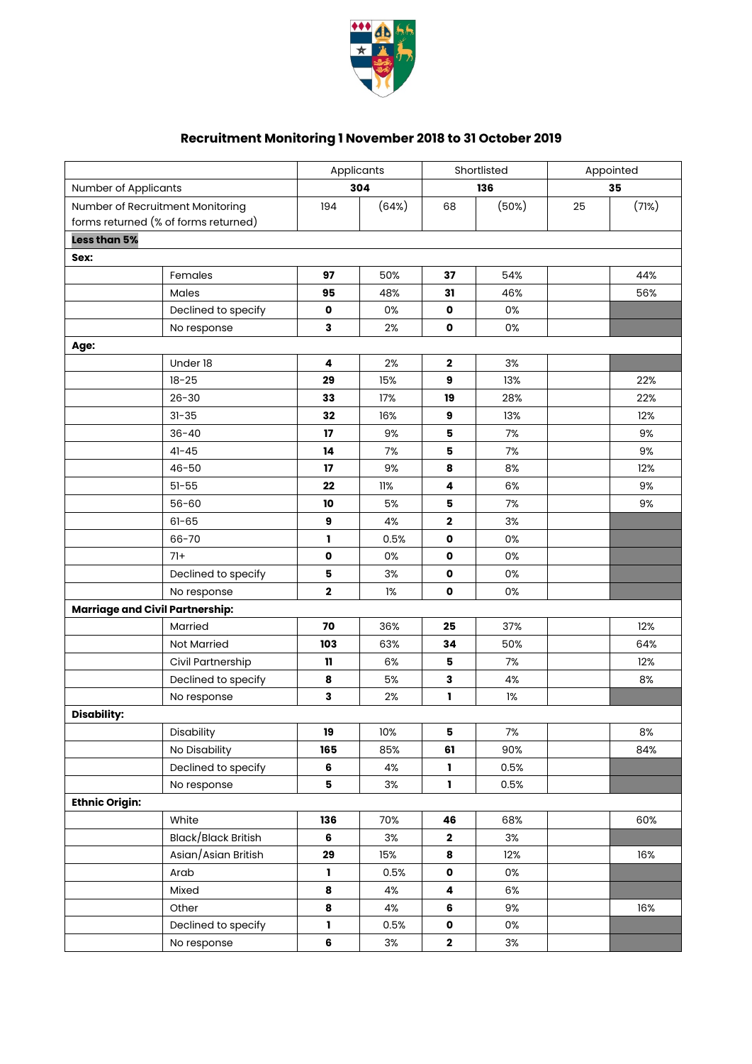# Recruitment Monitoring 1 November 2018 to 31 October 2019

| | | Applicants | | Shortlisted | | Appointed | |
|---|---|---|---|---|---|---|---|
| Number of Applicants | | **304** | | **136** | | **35** | |
| Number of Recruitment Monitoring forms returned (% of forms returned) | | 194 | (64%) | 68 | (50%) | 25 | (71%) |
| **Less than 5%** | | | | | | | |
| **Sex:** | | | | | | | |
| | Females | **97** | 50% | **37** | 54% | | 44% |
| | Males | **95** | 48% | **31** | 46% | | 56% |
| | Declined to specify | **0** | 0% | **0** | 0% | | |
| | No response | **3** | 2% | **0** | 0% | | |
| **Age:** | | | | | | | |
| | Under 18 | **4** | 2% | **2** | 3% | | |
| | 18-25 | **29** | 15% | **9** | 13% | | 22% |
| | 26-30 | **33** | 17% | **19** | 28% | | 22% |
| | 31-35 | **32** | 16% | **9** | 13% | | 12% |
| | 36-40 | **17** | 9% | **5** | 7% | | 9% |
| | 41-45 | **14** | 7% | **5** | 7% | | 9% |
| | 46-50 | **17** | 9% | **8** | 8% | | 12% |
| | 51-55 | **22** | 11% | **4** | 6% | | 9% |
| | 56-60 | **10** | 5% | **5** | 7% | | 9% |
| | 61-65 | **9** | 4% | **2** | 3% | | |
| | 66-70 | **1** | 0.5% | **0** | 0% | | |
| | 71+ | **0** | 0% | **0** | 0% | | |
| | Declined to specify | **5** | 3% | **0** | 0% | | |
| | No response | **2** | 1% | **0** | 0% | | |
| **Marriage and Civil Partnership:** | | | | | | | |
| | Married | **70** | 36% | **25** | 37% | | 12% |
| | Not Married | **103** | 63% | **34** | 50% | | 64% |
| | Civil Partnership | **11** | 6% | **5** | 7% | | 12% |
| | Declined to specify | **8** | 5% | **3** | 4% | | 8% |
| | No response | **3** | 2% | **1** | 1% | | |
| **Disability:** | | | | | | | |
| | Disability | **19** | 10% | **5** | 7% | | 8% |
| | No Disability | **165** | 85% | **61** | 90% | | 84% |
| | Declined to specify | **6** | 4% | **1** | 0.5% | | |
| | No response | **5** | 3% | **1** | 0.5% | | |
| **Ethnic Origin:** | | | | | | | |
| | White | **136** | 70% | **46** | 68% | | 60% |
| | Black/Black British | **6** | 3% | **2** | 3% | | |
| | Asian/Asian British | **29** | 15% | **8** | 12% | | 16% |
| | Arab | **1** | 0.5% | **0** | 0% | | |
| | Mixed | **8** | 4% | **4** | 6% | | |
| | Other | **8** | 4% | **6** | 9% | | 16% |
| | Declined to specify | **1** | 0.5% | **0** | 0% | | |
| | No response | **6** | 3% | **2** | 3% | | |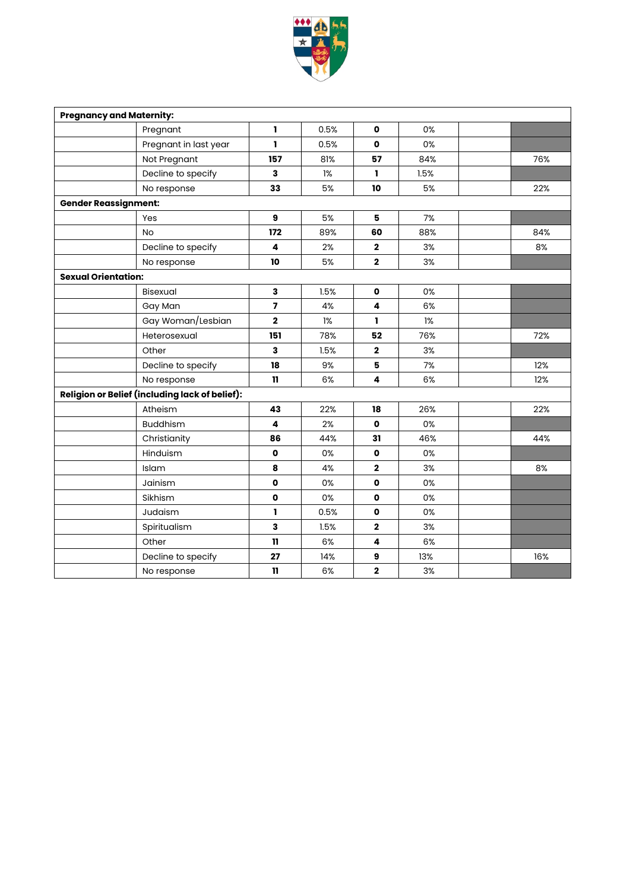| Pregnancy and Maternity: | | | | | | | |
|---|---|---|---|---|---|---|---|
| | Pregnant | **1** | 0.5% | **0** | 0% | | |
| | Pregnant in last year | **1** | 0.5% | **0** | 0% | | |
| | Not Pregnant | **157** | 81% | **57** | 84% | | 76% |
| | Decline to specify | **3** | 1% | **1** | 1.5% | | |
| | No response | **33** | 5% | **10** | 5% | | 22% |
| **Gender Reassignment:** | | | | | | | |
| | Yes | **9** | 5% | **5** | 7% | | |
| | No | **172** | 89% | **60** | 88% | | 84% |
| | Decline to specify | **4** | 2% | **2** | 3% | | 8% |
| | No response | **10** | 5% | **2** | 3% | | |
| **Sexual Orientation:** | | | | | | | |
| | Bisexual | **3** | 1.5% | **0** | 0% | | |
| | Gay Man | **7** | 4% | **4** | 6% | | |
| | Gay Woman/Lesbian | **2** | 1% | **1** | 1% | | |
| | Heterosexual | **151** | 78% | **52** | 76% | | 72% |
| | Other | **3** | 1.5% | **2** | 3% | | |
| | Decline to specify | **18** | 9% | **5** | 7% | | 12% |
| | No response | **11** | 6% | **4** | 6% | | 12% |
| **Religion or Belief (including lack of belief):** | | | | | | | |
| | Atheism | **43** | 22% | **18** | 26% | | 22% |
| | Buddhism | **4** | 2% | **0** | 0% | | |
| | Christianity | **86** | 44% | **31** | 46% | | 44% |
| | Hinduism | **0** | 0% | **0** | 0% | | |
| | Islam | **8** | 4% | **2** | 3% | | 8% |
| | Jainism | **0** | 0% | **0** | 0% | | |
| | Sikhism | **0** | 0% | **0** | 0% | | |
| | Judaism | **1** | 0.5% | **0** | 0% | | |
| | Spiritualism | **3** | 1.5% | **2** | 3% | | |
| | Other | **11** | 6% | **4** | 6% | | |
| | Decline to specify | **27** | 14% | **9** | 13% | | 16% |
| | No response | **11** | 6% | **2** | 3% | | |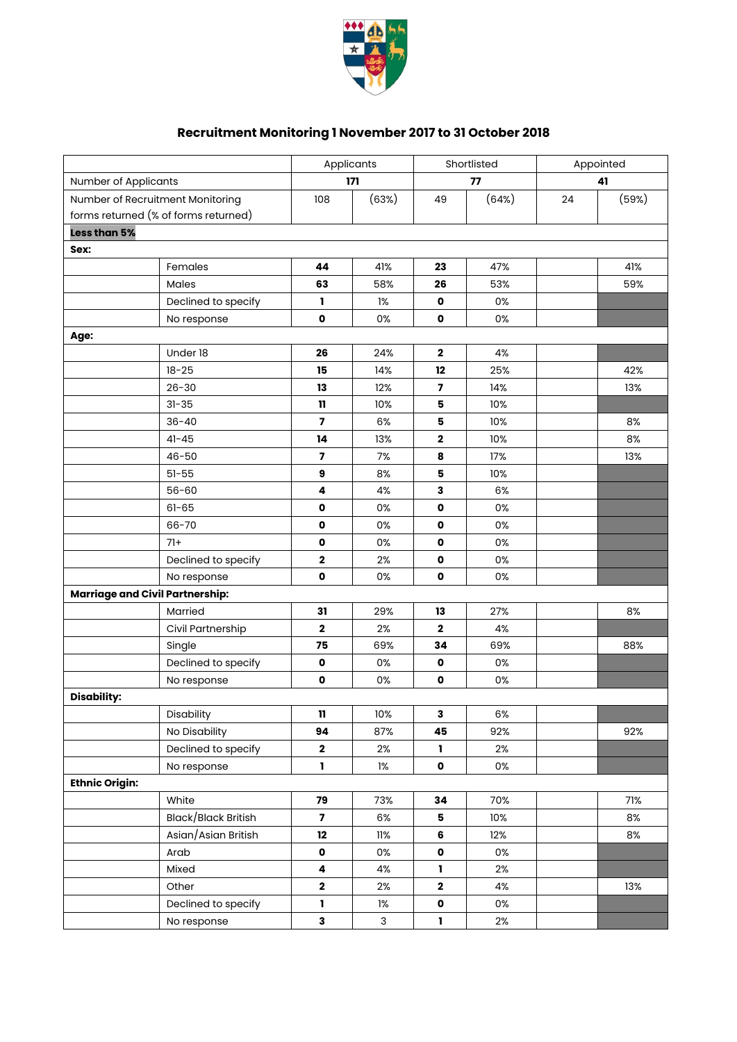## Recruitment Monitoring 1 November 2017 to 31 October 2018

| | | Applicants | | Shortlisted | | Appointed | |
|---|---|---|---|---|---|---|---|
| Number of Applicants | | **171** | | **77** | | **41** | |
| Number of Recruitment Monitoring forms returned (% of forms returned) | | 108 | (63%) | 49 | (64%) | 24 | (59%) |
| **Less than 5%** | | | | | | | |
| **Sex:** | | | | | | | |
| | Females | **44** | 41% | **23** | 47% | | 41% |
| | Males | **63** | 58% | **26** | 53% | | 59% |
| | Declined to specify | **1** | 1% | **0** | 0% | | |
| | No response | **0** | 0% | **0** | 0% | | |
| **Age:** | | | | | | | |
| | Under 18 | **26** | 24% | **2** | 4% | | |
| | 18-25 | **15** | 14% | **12** | 25% | | 42% |
| | 26-30 | **13** | 12% | **7** | 14% | | 13% |
| | 31-35 | **11** | 10% | **5** | 10% | | |
| | 36-40 | **7** | 6% | **5** | 10% | | 8% |
| | 41-45 | **14** | 13% | **2** | 10% | | 8% |
| | 46-50 | **7** | 7% | **8** | 17% | | 13% |
| | 51-55 | **9** | 8% | **5** | 10% | | |
| | 56-60 | **4** | 4% | **3** | 6% | | |
| | 61-65 | **0** | 0% | **0** | 0% | | |
| | 66-70 | **0** | 0% | **0** | 0% | | |
| | 71+ | **0** | 0% | **0** | 0% | | |
| | Declined to specify | **2** | 2% | **0** | 0% | | |
| | No response | **0** | 0% | **0** | 0% | | |
| **Marriage and Civil Partnership:** | | | | | | | |
| | Married | **31** | 29% | **13** | 27% | | 8% |
| | Civil Partnership | **2** | 2% | **2** | 4% | | |
| | Single | **75** | 69% | **34** | 69% | | 88% |
| | Declined to specify | **0** | 0% | **0** | 0% | | |
| | No response | **0** | 0% | **0** | 0% | | |
| **Disability:** | | | | | | | |
| | Disability | **11** | 10% | **3** | 6% | | |
| | No Disability | **94** | 87% | **45** | 92% | | 92% |
| | Declined to specify | **2** | 2% | **1** | 2% | | |
| | No response | **1** | 1% | **0** | 0% | | |
| **Ethnic Origin:** | | | | | | | |
| | White | **79** | 73% | **34** | 70% | | 71% |
| | Black/Black British | **7** | 6% | **5** | 10% | | 8% |
| | Asian/Asian British | **12** | 11% | **6** | 12% | | 8% |
| | Arab | **0** | 0% | **0** | 0% | | |
| | Mixed | **4** | 4% | **1** | 2% | | |
| | Other | **2** | 2% | **2** | 4% | | 13% |
| | Declined to specify | **1** | 1% | **0** | 0% | | |
| | No response | **3** | 3 | **1** | 2% | | |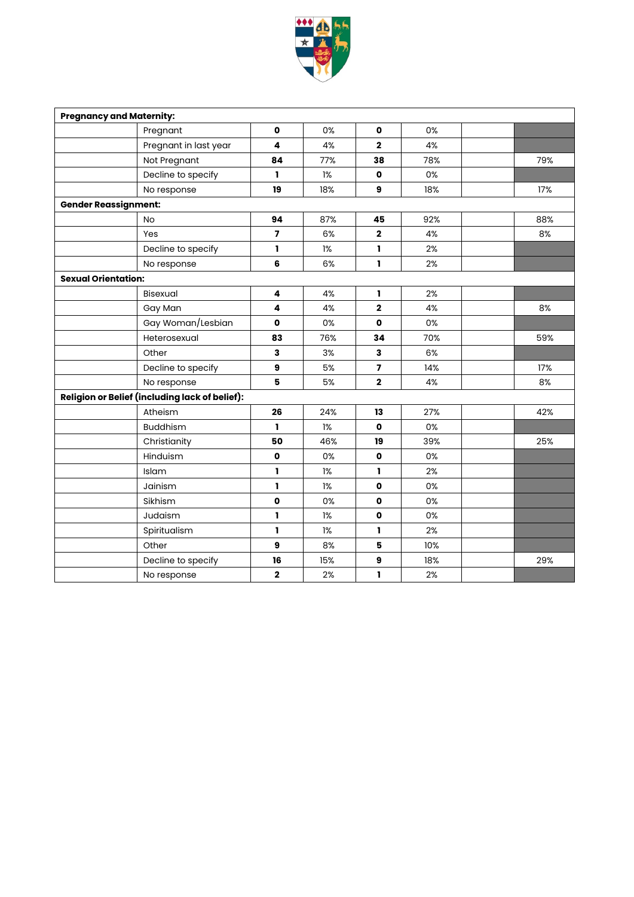| | | | | | | | |
|---|---|---|---|---|---|---|---|
| **Pregnancy and Maternity:** | | | | | | | |
| | Pregnant | **0** | 0% | **0** | 0% | | |
| | Pregnant in last year | **4** | 4% | **2** | 4% | | |
| | Not Pregnant | **84** | 77% | **38** | 78% | | 79% |
| | Decline to specify | **1** | 1% | **0** | 0% | | |
| | No response | **19** | 18% | **9** | 18% | | 17% |
| **Gender Reassignment:** | | | | | | | |
| | No | **94** | 87% | **45** | 92% | | 88% |
| | Yes | **7** | 6% | **2** | 4% | | 8% |
| | Decline to specify | **1** | 1% | **1** | 2% | | |
| | No response | **6** | 6% | **1** | 2% | | |
| **Sexual Orientation:** | | | | | | | |
| | Bisexual | **4** | 4% | **1** | 2% | | |
| | Gay Man | **4** | 4% | **2** | 4% | | 8% |
| | Gay Woman/Lesbian | **0** | 0% | **0** | 0% | | |
| | Heterosexual | **83** | 76% | **34** | 70% | | 59% |
| | Other | **3** | 3% | **3** | 6% | | |
| | Decline to specify | **9** | 5% | **7** | 14% | | 17% |
| | No response | **5** | 5% | **2** | 4% | | 8% |
| **Religion or Belief (including lack of belief):** | | | | | | | |
| | Atheism | **26** | 24% | **13** | 27% | | 42% |
| | Buddhism | **1** | 1% | **0** | 0% | | |
| | Christianity | **50** | 46% | **19** | 39% | | 25% |
| | Hinduism | **0** | 0% | **0** | 0% | | |
| | Islam | **1** | 1% | **1** | 2% | | |
| | Jainism | **1** | 1% | **0** | 0% | | |
| | Sikhism | **0** | 0% | **0** | 0% | | |
| | Judaism | **1** | 1% | **0** | 0% | | |
| | Spiritualism | **1** | 1% | **1** | 2% | | |
| | Other | **9** | 8% | **5** | 10% | | |
| | Decline to specify | **16** | 15% | **9** | 18% | | 29% |
| | No response | **2** | 2% | **1** | 2% | | |